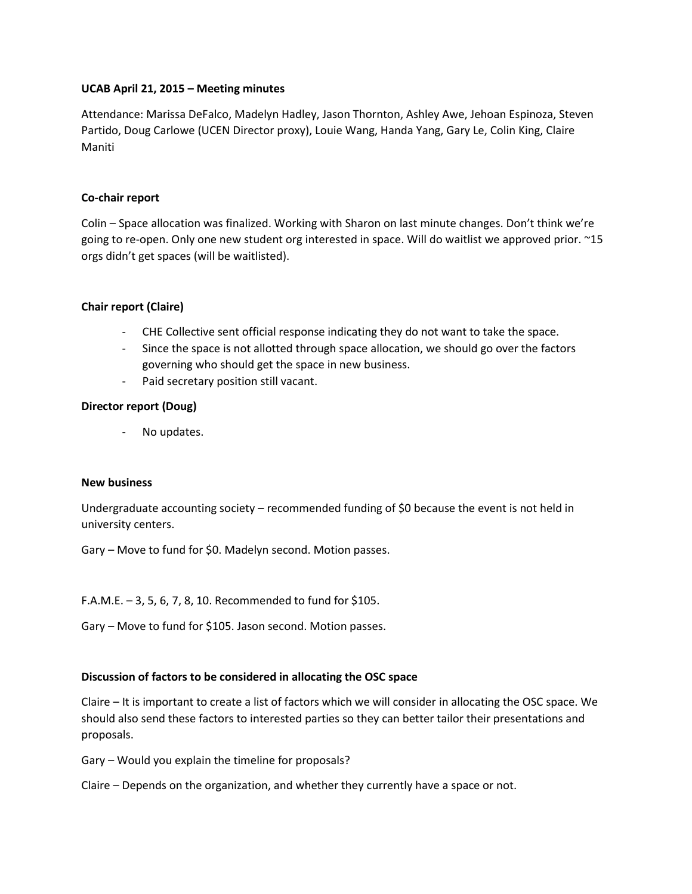**UCAB April 21, 2015 – Meeting minutes**

Attendance: Marissa DeFalco, Madelyn Hadley, Jason Thornton, Ashley Awe, Jehoan Espinoza, Steven Partido, Doug Carlowe (UCEN Director proxy), Louie Wang, Handa Yang, Gary Le, Colin King, Claire Maniti

**Co-chair report**

Colin – Space allocation was finalized. Working with Sharon on last minute changes. Don't think we're going to re-open. Only one new student org interested in space. Will do waitlist we approved prior. ~15 orgs didn't get spaces (will be waitlisted).

**Chair report (Claire)**

- CHE Collective sent official response indicating they do not want to take the space.
- Since the space is not allotted through space allocation, we should go over the factors governing who should get the space in new business.
- Paid secretary position still vacant.

**Director report (Doug)**

- No updates.

**New business**

Undergraduate accounting society – recommended funding of $0 because the event is not held in university centers.

Gary – Move to fund for $0. Madelyn second. Motion passes.

F.A.M.E. – 3, 5, 6, 7, 8, 10. Recommended to fund for $105.

Gary – Move to fund for $105. Jason second. Motion passes.

**Discussion of factors to be considered in allocating the OSC space**

Claire – It is important to create a list of factors which we will consider in allocating the OSC space. We should also send these factors to interested parties so they can better tailor their presentations and proposals.

Gary – Would you explain the timeline for proposals?

Claire – Depends on the organization, and whether they currently have a space or not.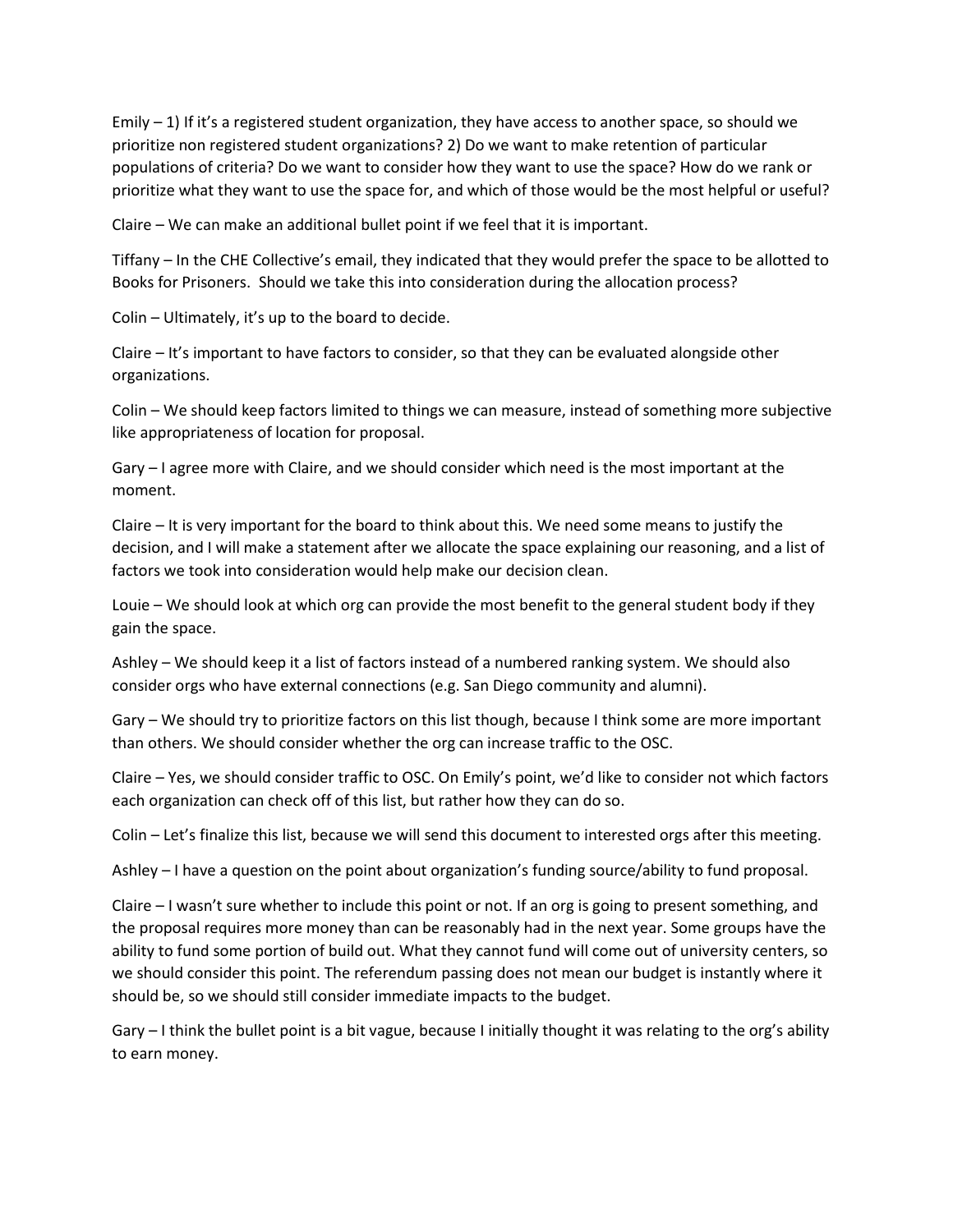Emily – 1) If it's a registered student organization, they have access to another space, so should we prioritize non registered student organizations? 2) Do we want to make retention of particular populations of criteria? Do we want to consider how they want to use the space? How do we rank or prioritize what they want to use the space for, and which of those would be the most helpful or useful?

Claire – We can make an additional bullet point if we feel that it is important.

Tiffany – In the CHE Collective's email, they indicated that they would prefer the space to be allotted to Books for Prisoners. Should we take this into consideration during the allocation process?

Colin – Ultimately, it's up to the board to decide.

Claire – It's important to have factors to consider, so that they can be evaluated alongside other organizations.

Colin – We should keep factors limited to things we can measure, instead of something more subjective like appropriateness of location for proposal.

Gary – I agree more with Claire, and we should consider which need is the most important at the moment.

Claire – It is very important for the board to think about this. We need some means to justify the decision, and I will make a statement after we allocate the space explaining our reasoning, and a list of factors we took into consideration would help make our decision clean.

Louie – We should look at which org can provide the most benefit to the general student body if they gain the space.

Ashley – We should keep it a list of factors instead of a numbered ranking system. We should also consider orgs who have external connections (e.g. San Diego community and alumni).

Gary – We should try to prioritize factors on this list though, because I think some are more important than others. We should consider whether the org can increase traffic to the OSC.

Claire – Yes, we should consider traffic to OSC. On Emily's point, we'd like to consider not which factors each organization can check off of this list, but rather how they can do so.

Colin – Let's finalize this list, because we will send this document to interested orgs after this meeting.

Ashley – I have a question on the point about organization's funding source/ability to fund proposal.

Claire – I wasn't sure whether to include this point or not. If an org is going to present something, and the proposal requires more money than can be reasonably had in the next year. Some groups have the ability to fund some portion of build out. What they cannot fund will come out of university centers, so we should consider this point. The referendum passing does not mean our budget is instantly where it should be, so we should still consider immediate impacts to the budget.

Gary – I think the bullet point is a bit vague, because I initially thought it was relating to the org's ability to earn money.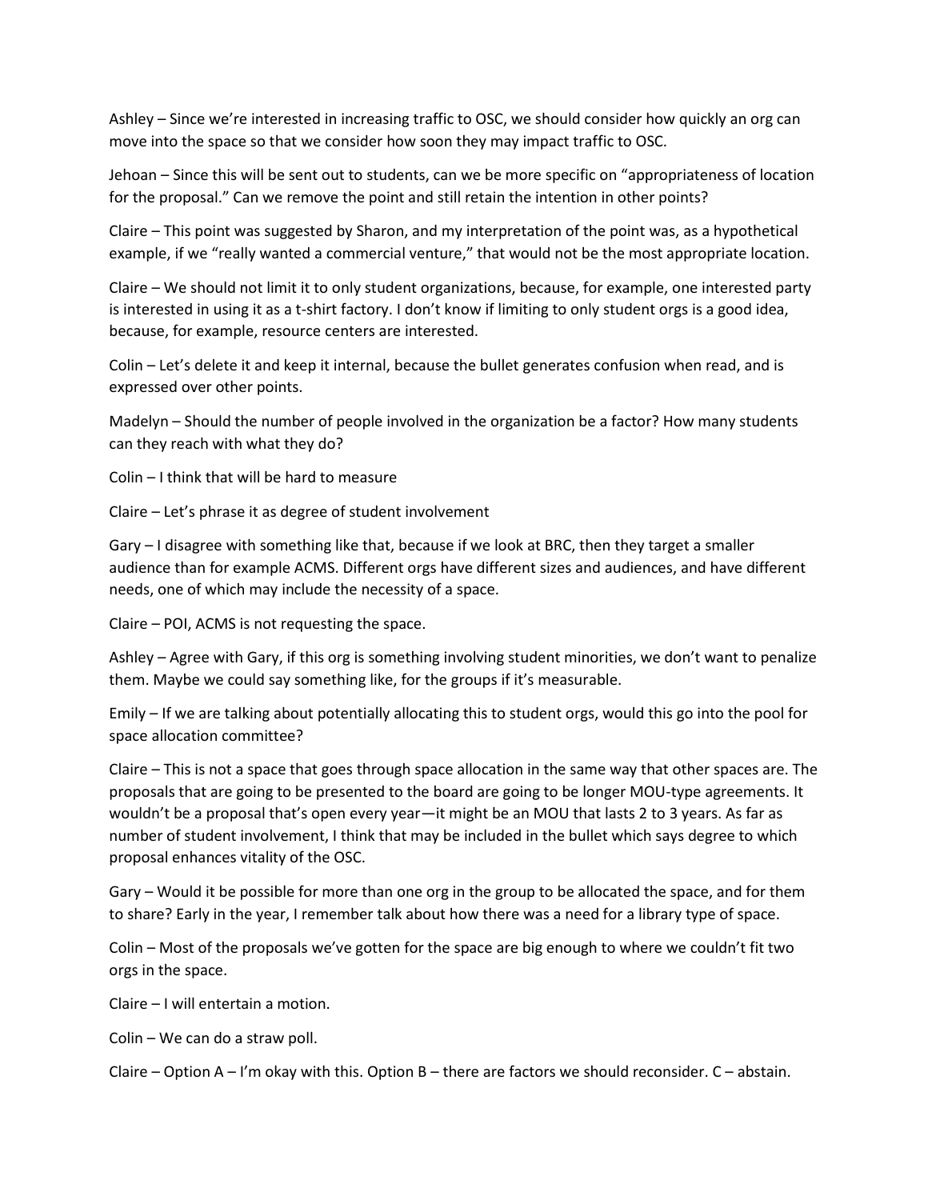Ashley – Since we're interested in increasing traffic to OSC, we should consider how quickly an org can move into the space so that we consider how soon they may impact traffic to OSC.

Jehoan – Since this will be sent out to students, can we be more specific on "appropriateness of location for the proposal." Can we remove the point and still retain the intention in other points?

Claire – This point was suggested by Sharon, and my interpretation of the point was, as a hypothetical example, if we "really wanted a commercial venture," that would not be the most appropriate location.

Claire – We should not limit it to only student organizations, because, for example, one interested party is interested in using it as a t-shirt factory. I don't know if limiting to only student orgs is a good idea, because, for example, resource centers are interested.

Colin – Let's delete it and keep it internal, because the bullet generates confusion when read, and is expressed over other points.

Madelyn – Should the number of people involved in the organization be a factor? How many students can they reach with what they do?

Colin – I think that will be hard to measure

Claire – Let's phrase it as degree of student involvement

Gary – I disagree with something like that, because if we look at BRC, then they target a smaller audience than for example ACMS. Different orgs have different sizes and audiences, and have different needs, one of which may include the necessity of a space.

Claire – POI, ACMS is not requesting the space.

Ashley – Agree with Gary, if this org is something involving student minorities, we don't want to penalize them. Maybe we could say something like, for the groups if it's measurable.

Emily – If we are talking about potentially allocating this to student orgs, would this go into the pool for space allocation committee?

Claire – This is not a space that goes through space allocation in the same way that other spaces are. The proposals that are going to be presented to the board are going to be longer MOU-type agreements. It wouldn't be a proposal that's open every year—it might be an MOU that lasts 2 to 3 years. As far as number of student involvement, I think that may be included in the bullet which says degree to which proposal enhances vitality of the OSC.

Gary – Would it be possible for more than one org in the group to be allocated the space, and for them to share? Early in the year, I remember talk about how there was a need for a library type of space.

Colin – Most of the proposals we've gotten for the space are big enough to where we couldn't fit two orgs in the space.

Claire – I will entertain a motion.

Colin – We can do a straw poll.

Claire – Option A – I'm okay with this. Option B – there are factors we should reconsider. C – abstain.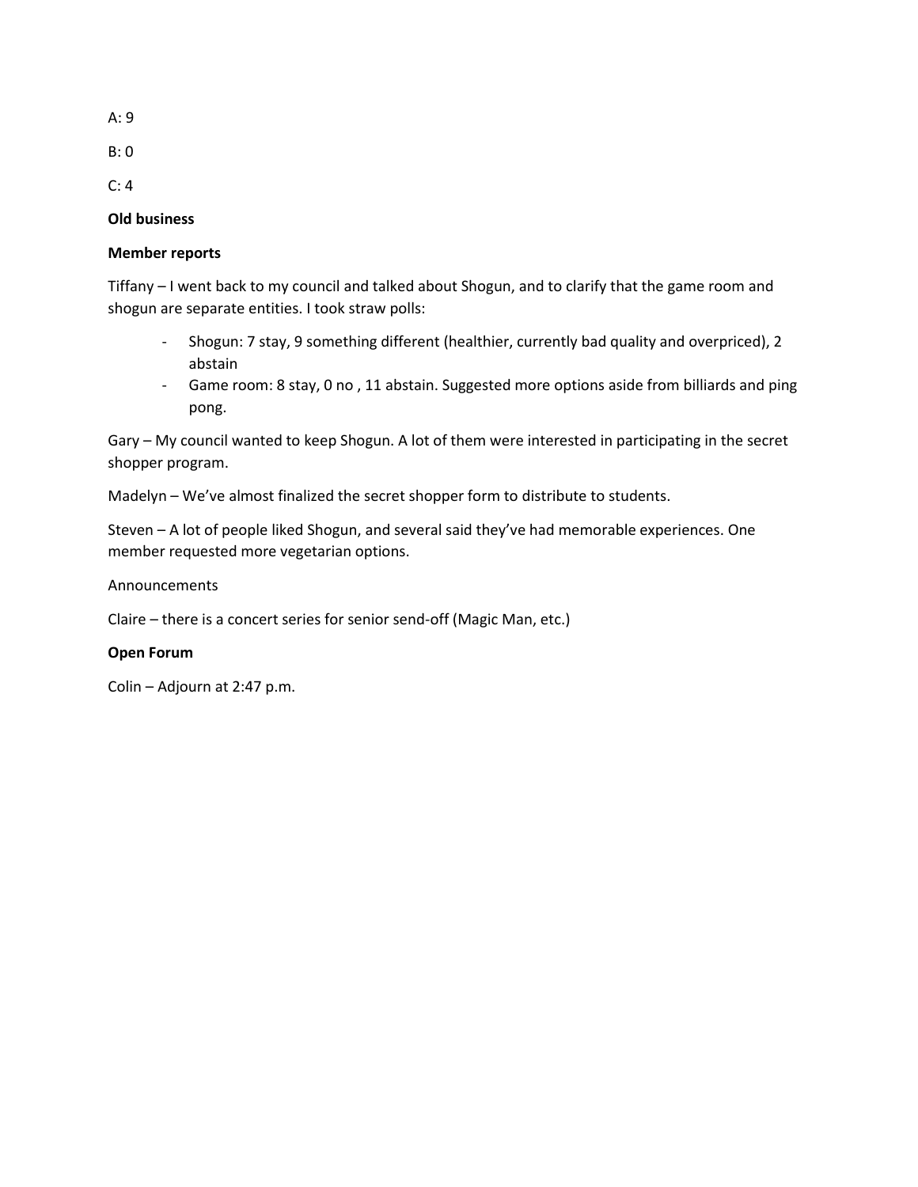A: 9

B: 0

C: 4

**Old business**

**Member reports**

Tiffany – I went back to my council and talked about Shogun, and to clarify that the game room and shogun are separate entities. I took straw polls:

- Shogun: 7 stay, 9 something different (healthier, currently bad quality and overpriced), 2 abstain
- Game room: 8 stay, 0 no , 11 abstain. Suggested more options aside from billiards and ping pong.

Gary – My council wanted to keep Shogun. A lot of them were interested in participating in the secret shopper program.

Madelyn – We've almost finalized the secret shopper form to distribute to students.

Steven – A lot of people liked Shogun, and several said they've had memorable experiences. One member requested more vegetarian options.

Announcements

Claire – there is a concert series for senior send-off (Magic Man, etc.)

**Open Forum**

Colin – Adjourn at 2:47 p.m.